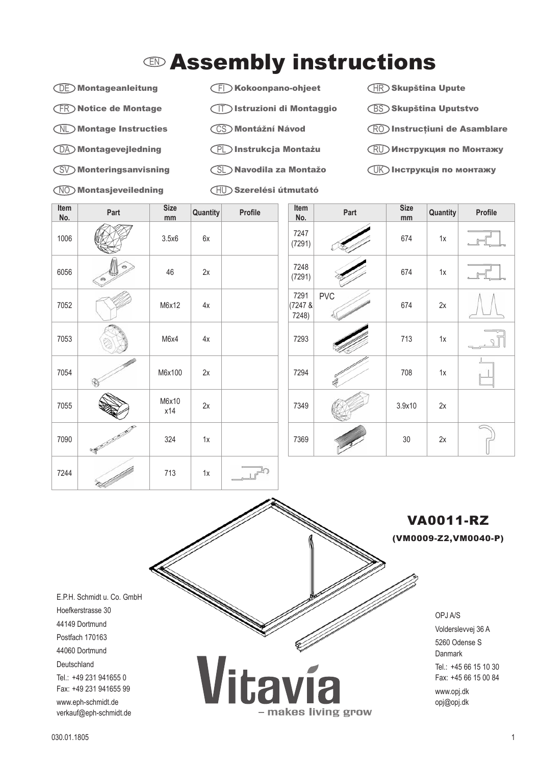# EN Assembly instructions

DE Montageanleitung

FR Notice de Montage

NL Montage Instructies

DA Montagevejledning

SV Monteringsanvisning

NO Montasjeveiledning

FI Kokoonpano-ohjeet

IT Istruzioni di Montaggio

CS Montážní Návod

PL Instrukcja Montażu

SL Navodila za Montažo

HU Szerelési útmutató

HR Skupština Upute

BS Skupština Uputstvo

RO Instrucțiuni de Asamblare

RU Инструкция по Монтажу

UK Інструкція по монтажу

| Item No. | Part | Size mm | Quantity | Profile |
|---|---|---|---|---|
| 1006 | | 3.5x6 | 6x | |
| 6056 | | 46 | 2x | |
| 7052 | | M6x12 | 4x | |
| 7053 | | M6x4 | 4x | |
| 7054 | | M6x100 | 2x | |
| 7055 | | M6x10 x14 | 2x | |
| 7090 | | 324 | 1x | |
| 7244 | | 713 | 1x | |
| 7247 (7291) | | 674 | 1x | |
| 7248 (7291) | | 674 | 1x | |
| 7291 (7247 & 7248) | PVC | 674 | 2x | |
| 7293 | | 713 | 1x | |
| 7294 | | 708 | 1x | |
| 7349 | | 3.9x10 | 2x | |
| 7369 | | 30 | 2x | |

## VA0011-RZ

**(VM0009-Z2,VM0040-P)**

E.P.H. Schmidt u. Co. GmbH
Hoefkerstrasse 30
44149 Dortmund
Postfach 170163
44060 Dortmund
Deutschland
Tel.: +49 231 941655 0
Fax: +49 231 941655 99
www.eph-schmidt.de
verkauf@eph-schmidt.de

Vitavia – makes living grow

OPJ A/S
Volderslevvej 36 A
5260 Odense S
Danmark
Tel.: +45 66 15 10 30
Fax: +45 66 15 00 84
www.opj.dk
opj@opj.dk

030.01.1805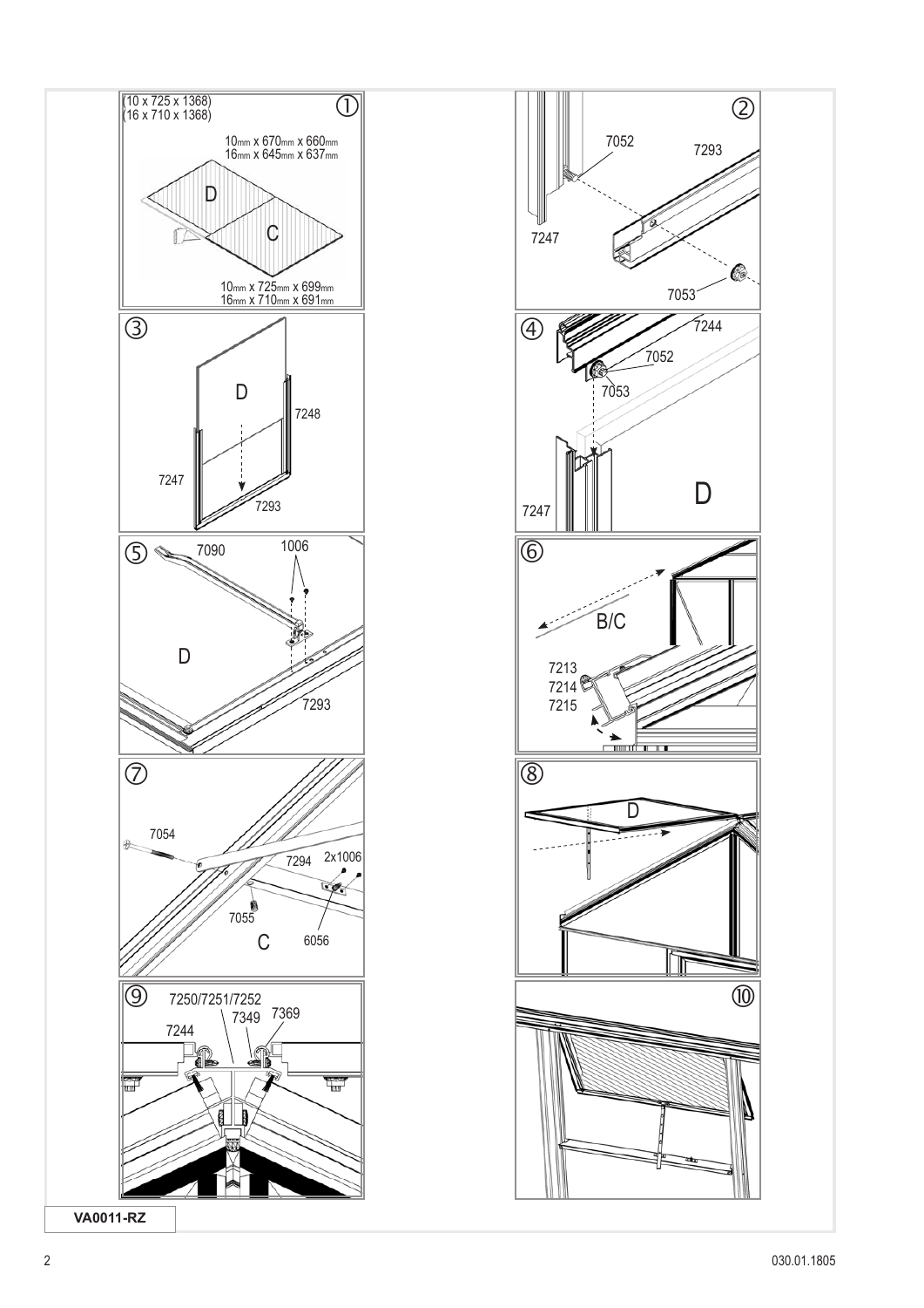①

(10 x 725 x 1368)
(16 x 710 x 1368)

10mm x 670mm x 660mm
16mm x 645mm x 637mm

D

C

10mm x 725mm x 699mm
16mm x 710mm x 691mm

②

7052

7293

7247

7053

③

D

7248

7247

7293

④

7244

7052

7053

7247

D

⑤

7090

1006

D

7293

⑥

B/C

7213
7214
7215

⑦

7054

7294

2x1006

7055

C

6056

⑧

D

⑨

7250/7251/7252

7349

7369

7244

⑩

VA0011-RZ

030.01.1805